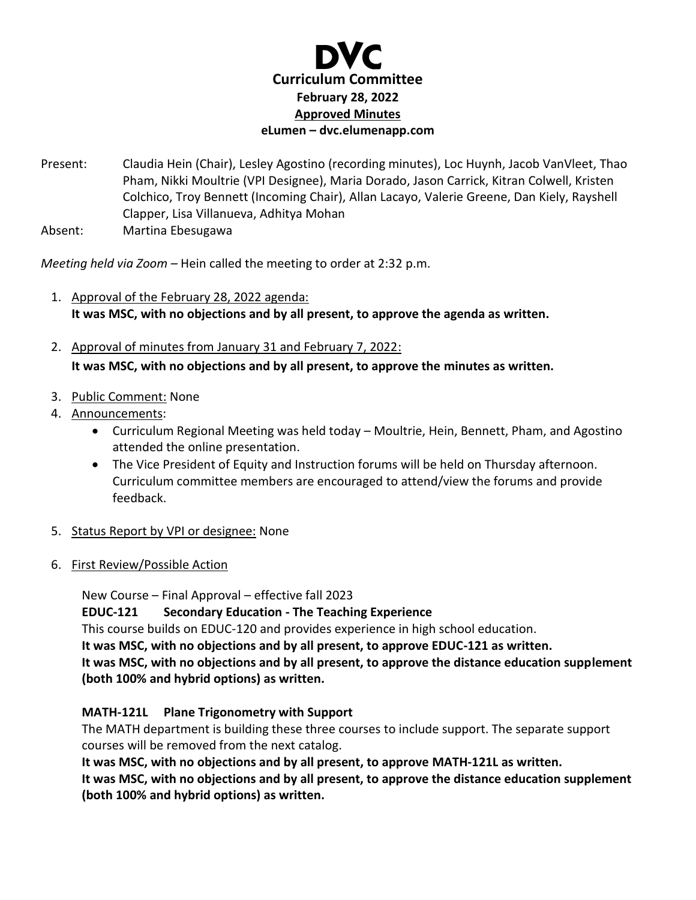# DVC

## Curriculum Committee

**February 28, 2022**

**Approved Minutes**

**eLumen – dvc.elumenapp.com**

Present: Claudia Hein (Chair), Lesley Agostino (recording minutes), Loc Huynh, Jacob VanVleet, Thao Pham, Nikki Moultrie (VPI Designee), Maria Dorado, Jason Carrick, Kitran Colwell, Kristen Colchico, Troy Bennett (Incoming Chair), Allan Lacayo, Valerie Greene, Dan Kiely, Rayshell Clapper, Lisa Villanueva, Adhitya Mohan

Absent: Martina Ebesugawa

*Meeting held via Zoom* – Hein called the meeting to order at 2:32 p.m.

1. Approval of the February 28, 2022 agenda:
   **It was MSC, with no objections and by all present, to approve the agenda as written.**

2. Approval of minutes from January 31 and February 7, 2022:
   **It was MSC, with no objections and by all present, to approve the minutes as written.**

3. Public Comment: None

4. Announcements:
   - Curriculum Regional Meeting was held today – Moultrie, Hein, Bennett, Pham, and Agostino attended the online presentation.
   - The Vice President of Equity and Instruction forums will be held on Thursday afternoon. Curriculum committee members are encouraged to attend/view the forums and provide feedback.

5. Status Report by VPI or designee: None

6. First Review/Possible Action

   New Course – Final Approval – effective fall 2023

   **EDUC-121 Secondary Education - The Teaching Experience**

   This course builds on EDUC-120 and provides experience in high school education.

   **It was MSC, with no objections and by all present, to approve EDUC-121 as written.**

   **It was MSC, with no objections and by all present, to approve the distance education supplement (both 100% and hybrid options) as written.**

   **MATH-121L Plane Trigonometry with Support**

   The MATH department is building these three courses to include support. The separate support courses will be removed from the next catalog.

   **It was MSC, with no objections and by all present, to approve MATH-121L as written.**

   **It was MSC, with no objections and by all present, to approve the distance education supplement (both 100% and hybrid options) as written.**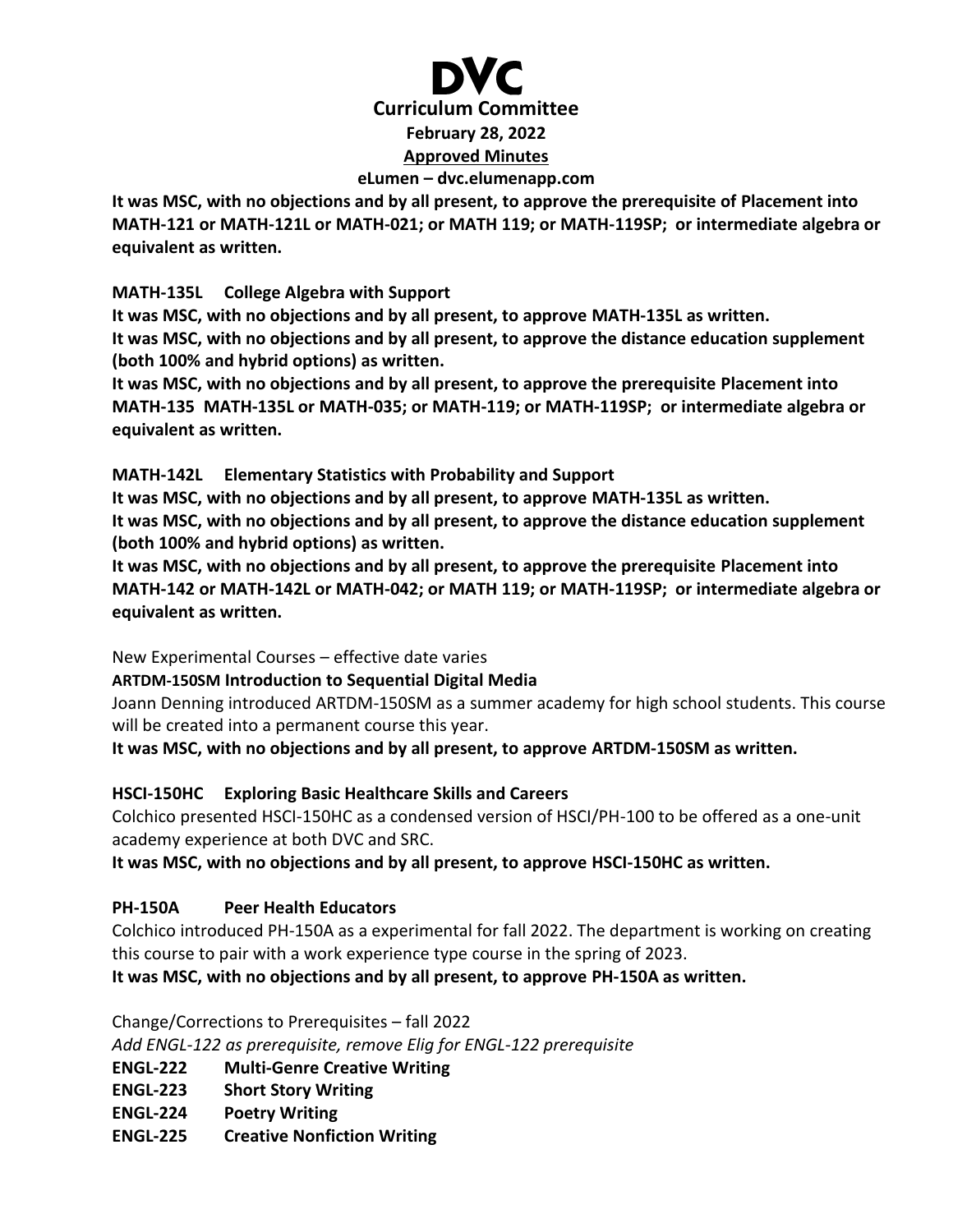# DVC

## Curriculum Committee

**February 28, 2022**

**Approved Minutes**

**eLumen – dvc.elumenapp.com**

**It was MSC, with no objections and by all present, to approve the prerequisite of Placement into MATH-121 or MATH-121L or MATH-021; or MATH 119; or MATH-119SP; or intermediate algebra or equivalent as written.**

**MATH-135L College Algebra with Support**

**It was MSC, with no objections and by all present, to approve MATH-135L as written.**

**It was MSC, with no objections and by all present, to approve the distance education supplement (both 100% and hybrid options) as written.**

**It was MSC, with no objections and by all present, to approve the prerequisite Placement into MATH-135 MATH-135L or MATH-035; or MATH-119; or MATH-119SP; or intermediate algebra or equivalent as written.**

**MATH-142L Elementary Statistics with Probability and Support**

**It was MSC, with no objections and by all present, to approve MATH-135L as written.**

**It was MSC, with no objections and by all present, to approve the distance education supplement (both 100% and hybrid options) as written.**

**It was MSC, with no objections and by all present, to approve the prerequisite Placement into MATH-142 or MATH-142L or MATH-042; or MATH 119; or MATH-119SP; or intermediate algebra or equivalent as written.**

New Experimental Courses – effective date varies

**ARTDM-150SM Introduction to Sequential Digital Media**

Joann Denning introduced ARTDM-150SM as a summer academy for high school students. This course will be created into a permanent course this year.

**It was MSC, with no objections and by all present, to approve ARTDM-150SM as written.**

**HSCI-150HC Exploring Basic Healthcare Skills and Careers**

Colchico presented HSCI-150HC as a condensed version of HSCI/PH-100 to be offered as a one-unit academy experience at both DVC and SRC.

**It was MSC, with no objections and by all present, to approve HSCI-150HC as written.**

**PH-150A Peer Health Educators**

Colchico introduced PH-150A as a experimental for fall 2022. The department is working on creating this course to pair with a work experience type course in the spring of 2023.

**It was MSC, with no objections and by all present, to approve PH-150A as written.**

Change/Corrections to Prerequisites – fall 2022

*Add ENGL-122 as prerequisite, remove Elig for ENGL-122 prerequisite*

**ENGL-222 Multi-Genre Creative Writing**

**ENGL-223 Short Story Writing**

**ENGL-224 Poetry Writing**

**ENGL-225 Creative Nonfiction Writing**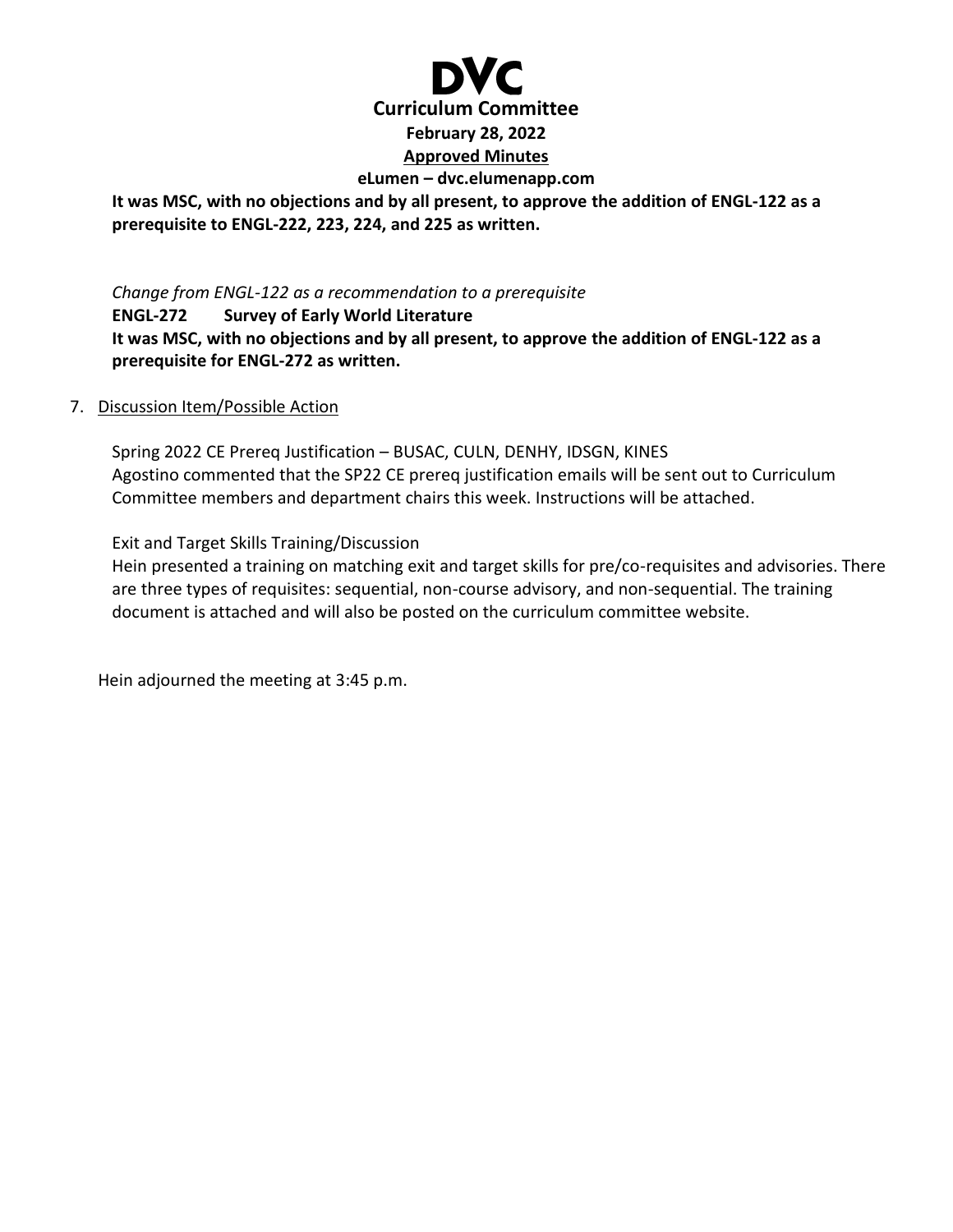**It was MSC, with no objections and by all present, to approve the addition of ENGL-122 as a prerequisite to ENGL-222, 223, 224, and 225 as written.**

*Change from ENGL-122 as a recommendation to a prerequisite*

**ENGL-272 Survey of Early World Literature**

**It was MSC, with no objections and by all present, to approve the addition of ENGL-122 as a prerequisite for ENGL-272 as written.**

7. Discussion Item/Possible Action

   Spring 2022 CE Prereq Justification – BUSAC, CULN, DENHY, IDSGN, KINES

   Agostino commented that the SP22 CE prereq justification emails will be sent out to Curriculum Committee members and department chairs this week. Instructions will be attached.

   Exit and Target Skills Training/Discussion

   Hein presented a training on matching exit and target skills for pre/co-requisites and advisories. There are three types of requisites: sequential, non-course advisory, and non-sequential. The training document is attached and will also be posted on the curriculum committee website.

Hein adjourned the meeting at 3:45 p.m.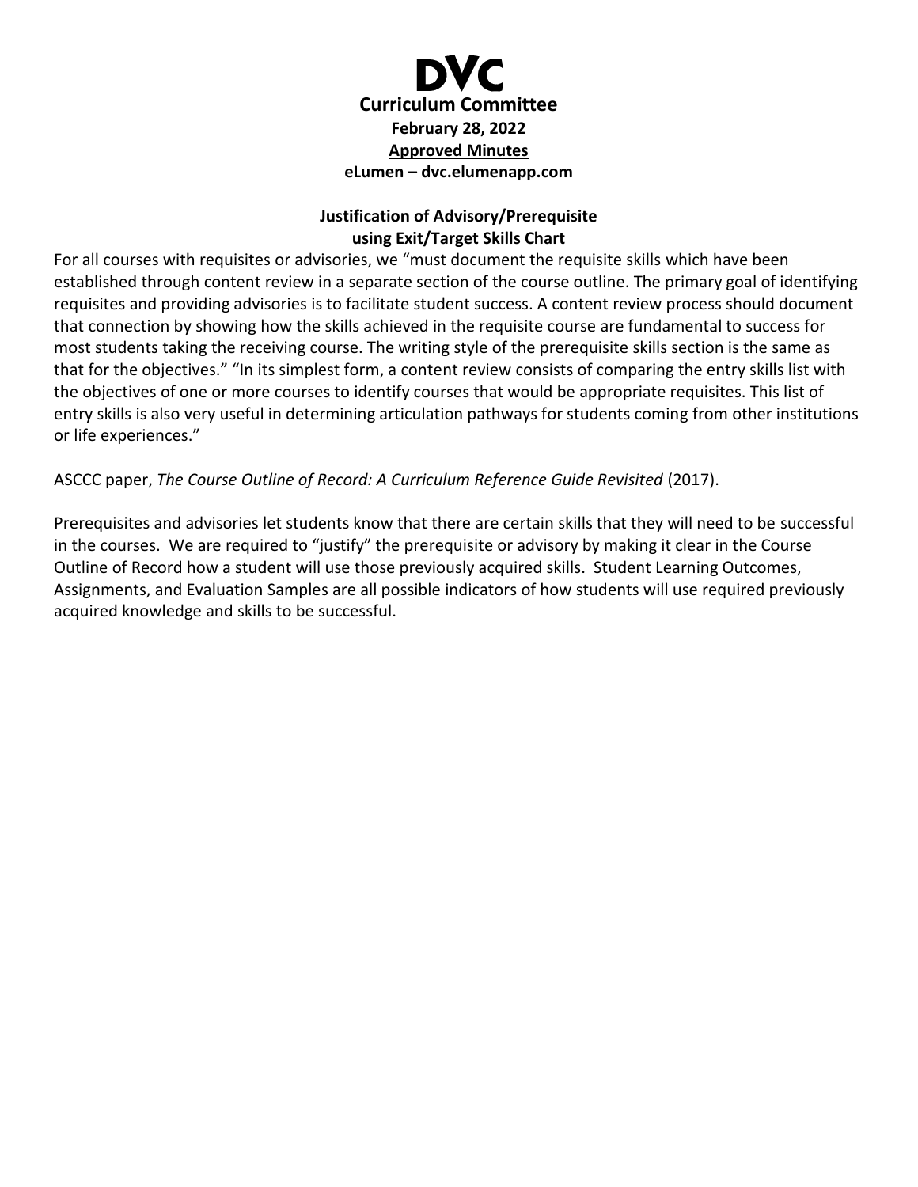# DVC

## Curriculum Committee

**February 28, 2022**

**Approved Minutes**

**eLumen – dvc.elumenapp.com**

### Justification of Advisory/Prerequisite using Exit/Target Skills Chart

For all courses with requisites or advisories, we "must document the requisite skills which have been established through content review in a separate section of the course outline. The primary goal of identifying requisites and providing advisories is to facilitate student success. A content review process should document that connection by showing how the skills achieved in the requisite course are fundamental to success for most students taking the receiving course. The writing style of the prerequisite skills section is the same as that for the objectives." "In its simplest form, a content review consists of comparing the entry skills list with the objectives of one or more courses to identify courses that would be appropriate requisites. This list of entry skills is also very useful in determining articulation pathways for students coming from other institutions or life experiences."

ASCCC paper, *The Course Outline of Record: A Curriculum Reference Guide Revisited* (2017).

Prerequisites and advisories let students know that there are certain skills that they will need to be successful in the courses. We are required to "justify" the prerequisite or advisory by making it clear in the Course Outline of Record how a student will use those previously acquired skills. Student Learning Outcomes, Assignments, and Evaluation Samples are all possible indicators of how students will use required previously acquired knowledge and skills to be successful.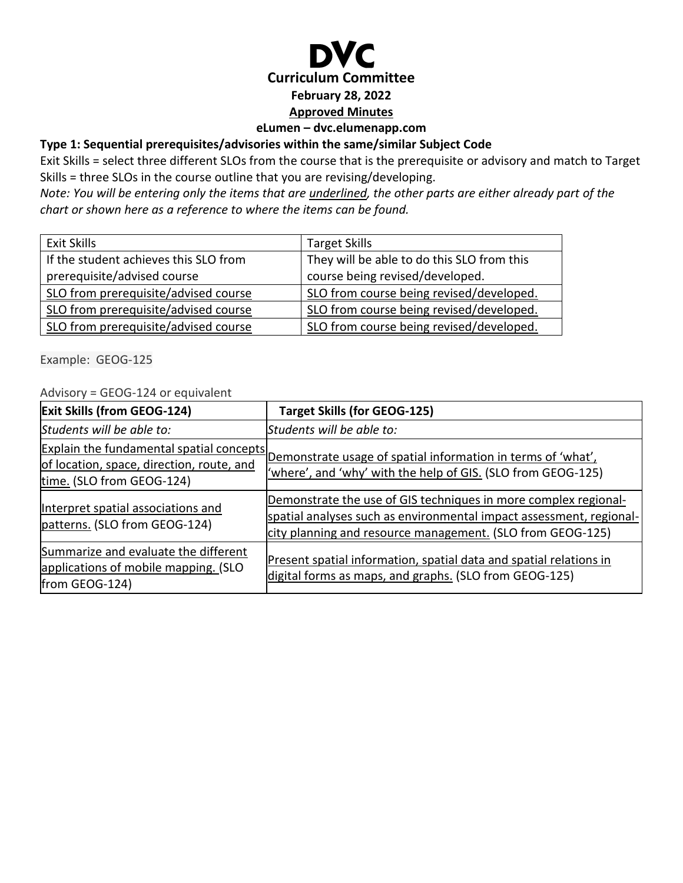# DVC

**Curriculum Committee**

**February 28, 2022**

**Approved Minutes**

**eLumen – dvc.elumenapp.com**

### Type 1: Sequential prerequisites/advisories within the same/similar Subject Code

Exit Skills = select three different SLOs from the course that is the prerequisite or advisory and match to Target Skills = three SLOs in the course outline that you are revising/developing.

*Note: You will be entering only the items that are underlined, the other parts are either already part of the chart or shown here as a reference to where the items can be found.*

| Exit Skills | Target Skills |
|---|---|
| If the student achieves this SLO from prerequisite/advised course | They will be able to do this SLO from this course being revised/developed. |
| SLO from prerequisite/advised course | SLO from course being revised/developed. |
| SLO from prerequisite/advised course | SLO from course being revised/developed. |
| SLO from prerequisite/advised course | SLO from course being revised/developed. |

Example: GEOG-125

Advisory = GEOG-124 or equivalent

| **Exit Skills (from GEOG-124)** | **Target Skills (for GEOG-125)** |
|---|---|
| *Students will be able to:* | *Students will be able to:* |
| Explain the fundamental spatial concepts of location, space, direction, route, and time. (SLO from GEOG-124) | Demonstrate usage of spatial information in terms of 'what', 'where', and 'why' with the help of GIS. (SLO from GEOG-125) |
| Interpret spatial associations and patterns. (SLO from GEOG-124) | Demonstrate the use of GIS techniques in more complex regional-spatial analyses such as environmental impact assessment, regional-city planning and resource management. (SLO from GEOG-125) |
| Summarize and evaluate the different applications of mobile mapping. (SLO from GEOG-124) | Present spatial information, spatial data and spatial relations in digital forms as maps, and graphs. (SLO from GEOG-125) |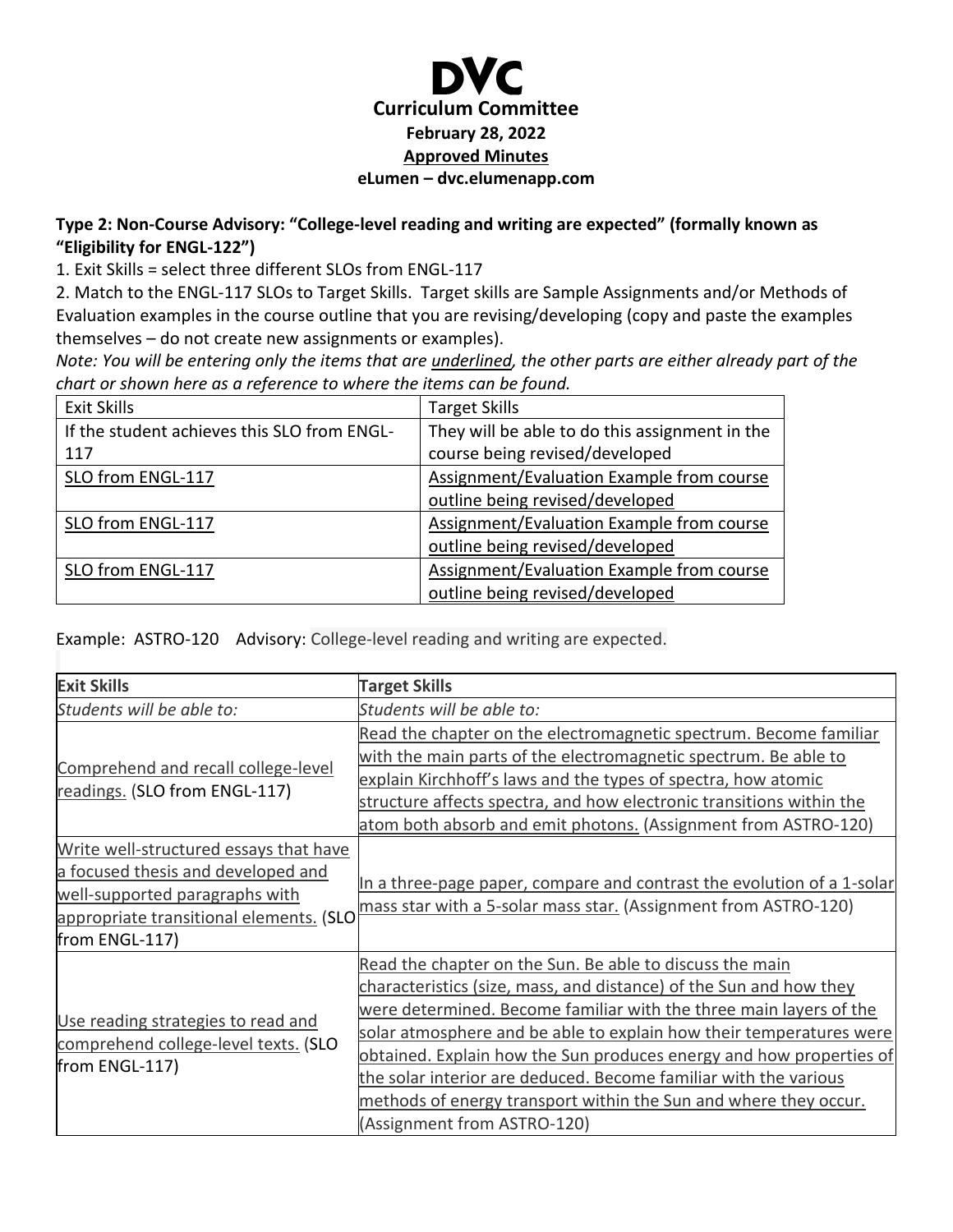# DVC

## Curriculum Committee

**February 28, 2022**

**Approved Minutes**

**eLumen – dvc.elumenapp.com**

**Type 2: Non-Course Advisory: "College-level reading and writing are expected" (formally known as "Eligibility for ENGL-122")**

1. Exit Skills = select three different SLOs from ENGL-117
2. Match to the ENGL-117 SLOs to Target Skills. Target skills are Sample Assignments and/or Methods of Evaluation examples in the course outline that you are revising/developing (copy and paste the examples themselves – do not create new assignments or examples).

*Note: You will be entering only the items that are underlined, the other parts are either already part of the chart or shown here as a reference to where the items can be found.*

| Exit Skills | Target Skills |
|---|---|
| If the student achieves this SLO from ENGL-117 | They will be able to do this assignment in the course being revised/developed |
| SLO from ENGL-117 | Assignment/Evaluation Example from course outline being revised/developed |
| SLO from ENGL-117 | Assignment/Evaluation Example from course outline being revised/developed |
| SLO from ENGL-117 | Assignment/Evaluation Example from course outline being revised/developed |

Example: ASTRO-120 Advisory: College-level reading and writing are expected.

| **Exit Skills** | **Target Skills** |
|---|---|
| *Students will be able to:* | *Students will be able to:* |
| Comprehend and recall college-level readings. (SLO from ENGL-117) | Read the chapter on the electromagnetic spectrum. Become familiar with the main parts of the electromagnetic spectrum. Be able to explain Kirchhoff's laws and the types of spectra, how atomic structure affects spectra, and how electronic transitions within the atom both absorb and emit photons. (Assignment from ASTRO-120) |
| Write well-structured essays that have a focused thesis and developed and well-supported paragraphs with appropriate transitional elements. (SLO from ENGL-117) | In a three-page paper, compare and contrast the evolution of a 1-solar mass star with a 5-solar mass star. (Assignment from ASTRO-120) |
| Use reading strategies to read and comprehend college-level texts. (SLO from ENGL-117) | Read the chapter on the Sun. Be able to discuss the main characteristics (size, mass, and distance) of the Sun and how they were determined. Become familiar with the three main layers of the solar atmosphere and be able to explain how their temperatures were obtained. Explain how the Sun produces energy and how properties of the solar interior are deduced. Become familiar with the various methods of energy transport within the Sun and where they occur. (Assignment from ASTRO-120) |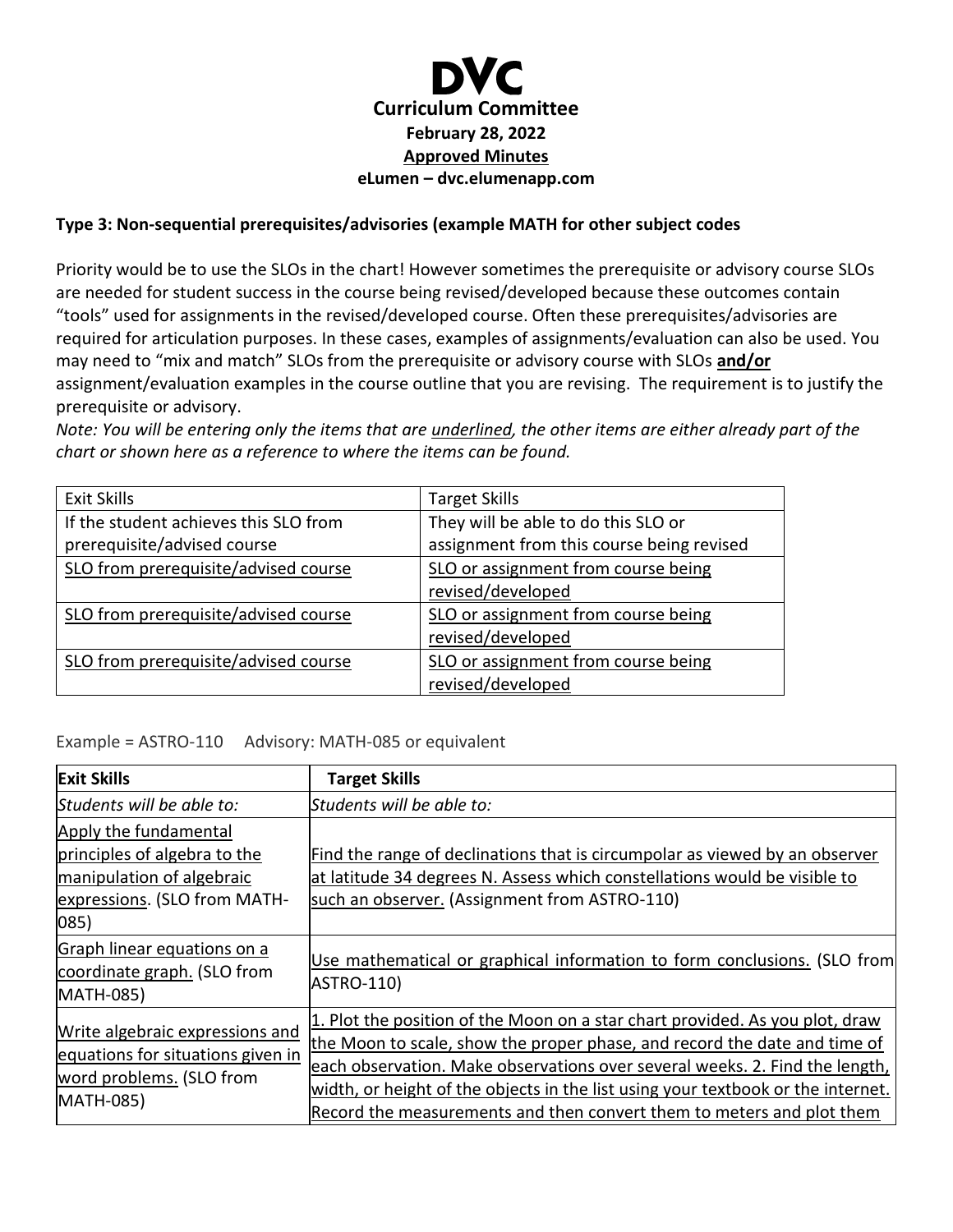# DVC

**Curriculum Committee**
**February 28, 2022**
**Approved Minutes**
**eLumen – dvc.elumenapp.com**

**Type 3: Non-sequential prerequisites/advisories (example MATH for other subject codes**

Priority would be to use the SLOs in the chart! However sometimes the prerequisite or advisory course SLOs are needed for student success in the course being revised/developed because these outcomes contain "tools" used for assignments in the revised/developed course. Often these prerequisites/advisories are required for articulation purposes. In these cases, examples of assignments/evaluation can also be used. You may need to "mix and match" SLOs from the prerequisite or advisory course with SLOs **and/or** assignment/evaluation examples in the course outline that you are revising. The requirement is to justify the prerequisite or advisory.

*Note: You will be entering only the items that are underlined, the other items are either already part of the chart or shown here as a reference to where the items can be found.*

| Exit Skills | Target Skills |
|---|---|
| If the student achieves this SLO from prerequisite/advised course | They will be able to do this SLO or assignment from this course being revised |
| SLO from prerequisite/advised course | SLO or assignment from course being revised/developed |
| SLO from prerequisite/advised course | SLO or assignment from course being revised/developed |
| SLO from prerequisite/advised course | SLO or assignment from course being revised/developed |

Example = ASTRO-110  Advisory: MATH-085 or equivalent

| **Exit Skills** | **Target Skills** |
|---|---|
| *Students will be able to:* | *Students will be able to:* |
| Apply the fundamental principles of algebra to the manipulation of algebraic expressions. (SLO from MATH-085) | Find the range of declinations that is circumpolar as viewed by an observer at latitude 34 degrees N. Assess which constellations would be visible to such an observer. (Assignment from ASTRO-110) |
| Graph linear equations on a coordinate graph. (SLO from MATH-085) | Use mathematical or graphical information to form conclusions. (SLO from ASTRO-110) |
| Write algebraic expressions and equations for situations given in word problems. (SLO from MATH-085) | 1. Plot the position of the Moon on a star chart provided. As you plot, draw the Moon to scale, show the proper phase, and record the date and time of each observation. Make observations over several weeks. 2. Find the length, width, or height of the objects in the list using your textbook or the internet. Record the measurements and then convert them to meters and plot them |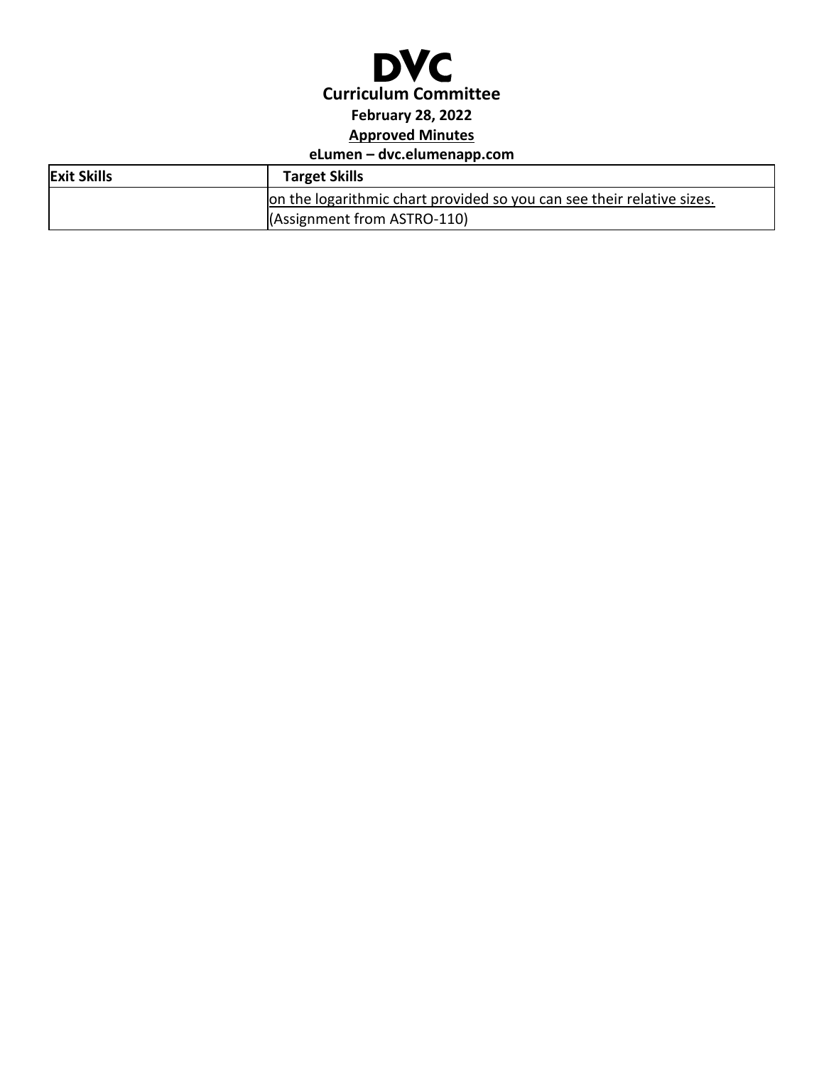| Exit Skills | Target Skills |
|---|---|
| | on the logarithmic chart provided so you can see their relative sizes.<br>(Assignment from ASTRO-110) |